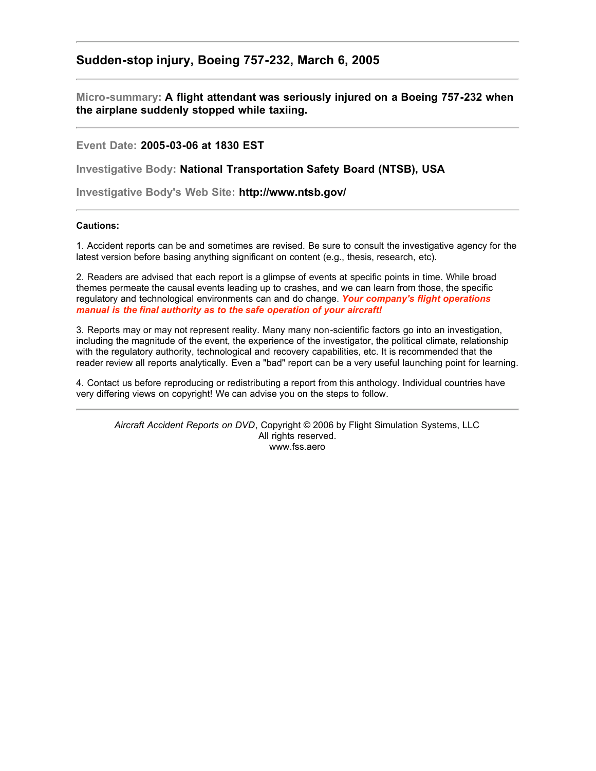## Sudden-stop injury, Boeing 757-232, March 6, 2005

---

**Micro-summary:** **A flight attendant was seriously injured on a Boeing 757-232 when the airplane suddenly stopped while taxiing.**

---

**Event Date:** **2005-03-06 at 1830 EST**

**Investigative Body:** **National Transportation Safety Board (NTSB), USA**

**Investigative Body's Web Site:** **http://www.ntsb.gov/**

---

**Cautions:**

1. Accident reports can be and sometimes are revised. Be sure to consult the investigative agency for the latest version before basing anything significant on content (e.g., thesis, research, etc).

2. Readers are advised that each report is a glimpse of events at specific points in time. While broad themes permeate the causal events leading up to crashes, and we can learn from those, the specific regulatory and technological environments can and do change. ***Your company's flight operations manual is the final authority as to the safe operation of your aircraft!***

3. Reports may or may not represent reality. Many many non-scientific factors go into an investigation, including the magnitude of the event, the experience of the investigator, the political climate, relationship with the regulatory authority, technological and recovery capabilities, etc. It is recommended that the reader review all reports analytically. Even a "bad" report can be a very useful launching point for learning.

4. Contact us before reproducing or redistributing a report from this anthology. Individual countries have very differing views on copyright! We can advise you on the steps to follow.

---

*Aircraft Accident Reports on DVD*, Copyright © 2006 by Flight Simulation Systems, LLC
All rights reserved.
www.fss.aero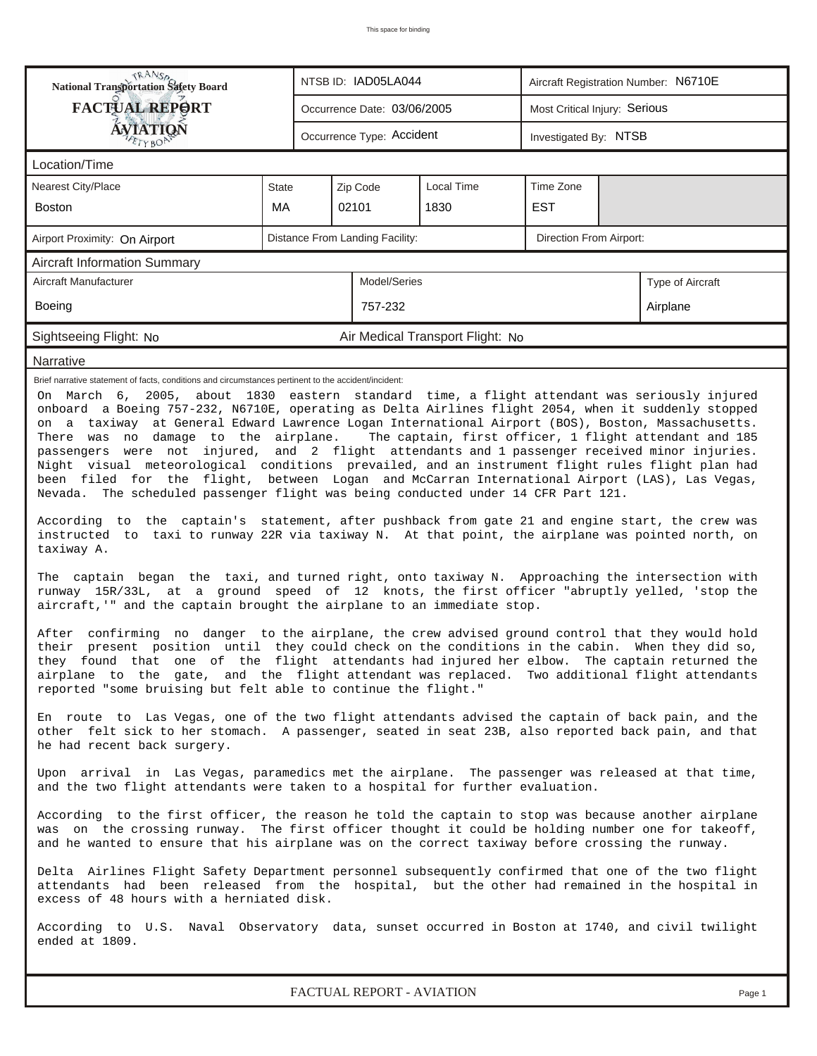This space for binding

| National Transportation Safety Board FACTUAL REPORT AVIATION | NTSB ID: IAD05LA044 | Aircraft Registration Number: N6710E |
|---|---|---|
| | Occurrence Date: 03/06/2005 | Most Critical Injury: Serious |
| | Occurrence Type: Accident | Investigated By: NTSB |

## Location/Time

| Nearest City/Place | State | Zip Code | Local Time | Time Zone |
|---|---|---|---|---|
| Boston | MA | 02101 | 1830 | EST |

| Airport Proximity: On Airport | Distance From Landing Facility: | Direction From Airport: |
|---|---|---|

## Aircraft Information Summary

| Aircraft Manufacturer | Model/Series | Type of Aircraft |
|---|---|---|
| Boeing | 757-232 | Airplane |

Sightseeing Flight: No | Air Medical Transport Flight: No

## Narrative

Brief narrative statement of facts, conditions and circumstances pertinent to the accident/incident:

On March 6, 2005, about 1830 eastern standard time, a flight attendant was seriously injured onboard a Boeing 757-232, N6710E, operating as Delta Airlines flight 2054, when it suddenly stopped on a taxiway at General Edward Lawrence Logan International Airport (BOS), Boston, Massachusetts. There was no damage to the airplane. The captain, first officer, 1 flight attendant and 185 passengers were not injured, and 2 flight attendants and 1 passenger received minor injuries. Night visual meteorological conditions prevailed, and an instrument flight rules flight plan had been filed for the flight, between Logan and McCarran International Airport (LAS), Las Vegas, Nevada. The scheduled passenger flight was being conducted under 14 CFR Part 121.

According to the captain's statement, after pushback from gate 21 and engine start, the crew was instructed to taxi to runway 22R via taxiway N. At that point, the airplane was pointed north, on taxiway A.

The captain began the taxi, and turned right, onto taxiway N. Approaching the intersection with runway 15R/33L, at a ground speed of 12 knots, the first officer "abruptly yelled, 'stop the aircraft,'" and the captain brought the airplane to an immediate stop.

After confirming no danger to the airplane, the crew advised ground control that they would hold their present position until they could check on the conditions in the cabin. When they did so, they found that one of the flight attendants had injured her elbow. The captain returned the airplane to the gate, and the flight attendant was replaced. Two additional flight attendants reported "some bruising but felt able to continue the flight."

En route to Las Vegas, one of the two flight attendants advised the captain of back pain, and the other felt sick to her stomach. A passenger, seated in seat 23B, also reported back pain, and that he had recent back surgery.

Upon arrival in Las Vegas, paramedics met the airplane. The passenger was released at that time, and the two flight attendants were taken to a hospital for further evaluation.

According to the first officer, the reason he told the captain to stop was because another airplane was on the crossing runway. The first officer thought it could be holding number one for takeoff, and he wanted to ensure that his airplane was on the correct taxiway before crossing the runway.

Delta Airlines Flight Safety Department personnel subsequently confirmed that one of the two flight attendants had been released from the hospital, but the other had remained in the hospital in excess of 48 hours with a herniated disk.

According to U.S. Naval Observatory data, sunset occurred in Boston at 1740, and civil twilight ended at 1809.

FACTUAL REPORT - AVIATION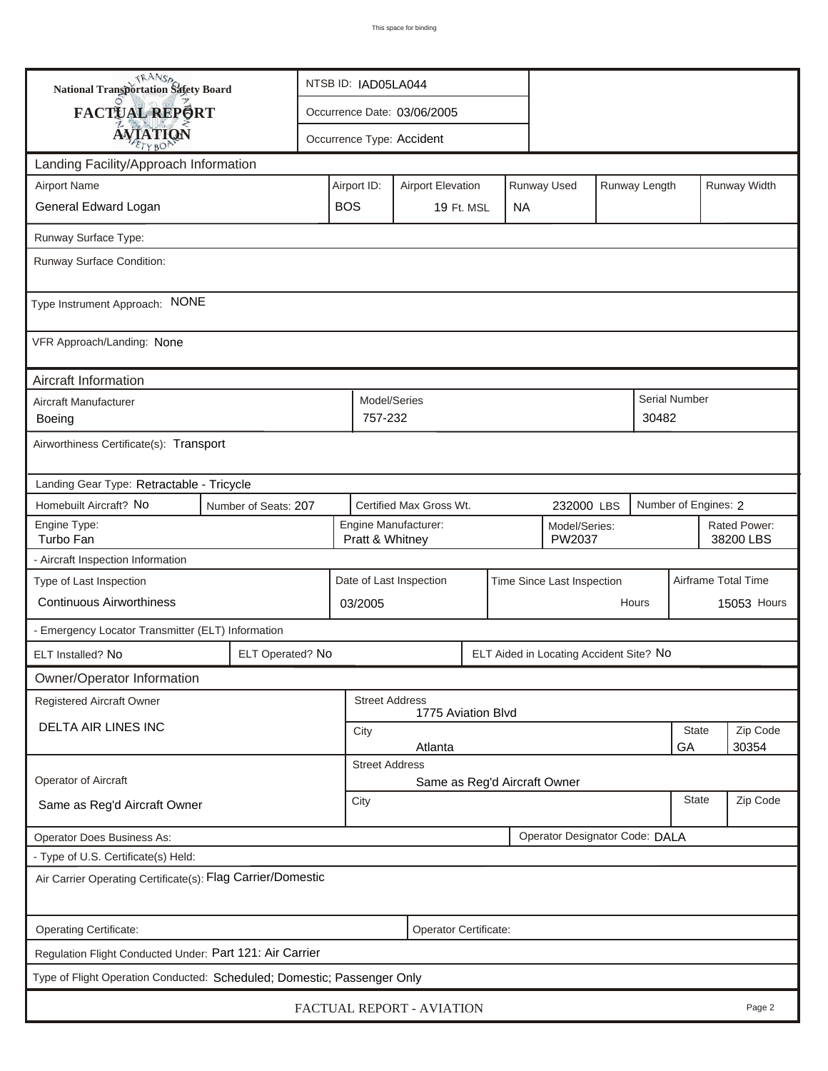This space for binding

| National Transportation Safety Board<br>FACTUAL REPORT<br>AVIATION | NTSB ID: IAD05LA044 |
|---|---|
| | Occurrence Date: 03/06/2005 |
| | Occurrence Type: Accident |

## Landing Facility/Approach Information

| Airport Name | Airport ID: | Airport Elevation | Runway Used | Runway Length | Runway Width |
|---|---|---|---|---|---|
| General Edward Logan | BOS | 19 Ft. MSL | NA | | |

Runway Surface Type:

Runway Surface Condition:

Type Instrument Approach: NONE

VFR Approach/Landing: None

## Aircraft Information

| Aircraft Manufacturer | Model/Series | Serial Number |
|---|---|---|
| Boeing | 757-232 | 30482 |

Airworthiness Certificate(s): Transport

Landing Gear Type: Retractable - Tricycle

| Homebuilt Aircraft? | Number of Seats: | Certified Max Gross Wt. | Number of Engines: |
|---|---|---|---|
| No | 207 | 232000 LBS | 2 |

| Engine Type: | Engine Manufacturer: | Model/Series: | Rated Power: |
|---|---|---|---|
| Turbo Fan | Pratt & Whitney | PW2037 | 38200 LBS |

- Aircraft Inspection Information

| Type of Last Inspection | Date of Last Inspection | Time Since Last Inspection | Airframe Total Time |
|---|---|---|---|
| Continuous Airworthiness | 03/2005 | Hours | 15053 Hours |

- Emergency Locator Transmitter (ELT) Information

| ELT Installed? | ELT Operated? | ELT Aided in Locating Accident Site? |
|---|---|---|
| No | No | No |

## Owner/Operator Information

| Registered Aircraft Owner | Street Address | State | Zip Code |
|---|---|---|---|
| DELTA AIR LINES INC | 1775 Aviation Blvd | | |
| | City: Atlanta | GA | 30354 |

| Operator of Aircraft | Street Address | State | Zip Code |
|---|---|---|---|
| Same as Reg'd Aircraft Owner | Same as Reg'd Aircraft Owner | | |
| | City: | | |

Operator Does Business As:

Operator Designator Code: DALA

- Type of U.S. Certificate(s) Held:

Air Carrier Operating Certificate(s): Flag Carrier/Domestic

Operating Certificate:

Operator Certificate:

Regulation Flight Conducted Under: Part 121: Air Carrier

Type of Flight Operation Conducted: Scheduled; Domestic; Passenger Only

FACTUAL REPORT - AVIATION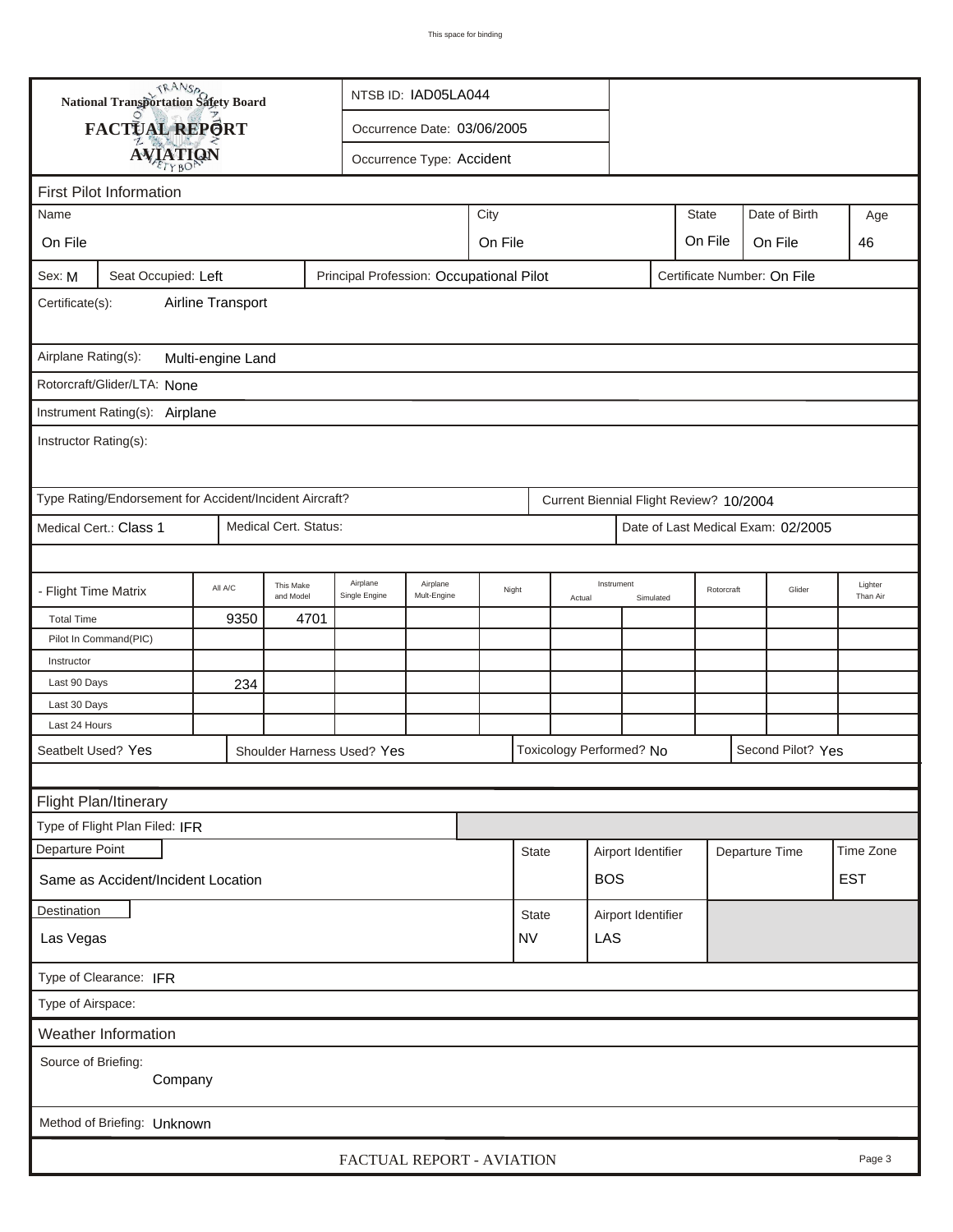National Transportation Safety Board

**FACTUAL REPORT**

**AVIATION**

NTSB ID: IAD05LA044

Occurrence Date: 03/06/2005

Occurrence Type: Accident

## First Pilot Information

| Name | City | State | Date of Birth | Age |
|---|---|---|---|---|
| On File | On File | On File | On File | 46 |

Sex: M | Seat Occupied: Left | Principal Profession: Occupational Pilot | Certificate Number: On File

Certificate(s): Airline Transport

Airplane Rating(s): Multi-engine Land

Rotorcraft/Glider/LTA: None

Instrument Rating(s): Airplane

Instructor Rating(s):

Type Rating/Endorsement for Accident/Incident Aircraft? | Current Biennial Flight Review? 10/2004

Medical Cert.: Class 1 | Medical Cert. Status: | Date of Last Medical Exam: 02/2005

| - Flight Time Matrix | All A/C | This Make and Model | Airplane Single Engine | Airplane Mult-Engine | Night | Instrument Actual | Instrument Simulated | Rotorcraft | Glider | Lighter Than Air |
|---|---|---|---|---|---|---|---|---|---|---|
| Total Time | 9350 | 4701 | | | | | | | | |
| Pilot In Command(PIC) | | | | | | | | | | |
| Instructor | | | | | | | | | | |
| Last 90 Days | 234 | | | | | | | | | |
| Last 30 Days | | | | | | | | | | |
| Last 24 Hours | | | | | | | | | | |

Seatbelt Used? Yes | Shoulder Harness Used? Yes | Toxicology Performed? No | Second Pilot? Yes

## Flight Plan/Itinerary

Type of Flight Plan Filed: IFR

| Departure Point | State | Airport Identifier | Departure Time | Time Zone |
|---|---|---|---|---|
| Same as Accident/Incident Location | | BOS | | EST |

| Destination | State | Airport Identifier |
|---|---|---|
| Las Vegas | NV | LAS |

Type of Clearance: IFR

Type of Airspace:

## Weather Information

Source of Briefing: Company

Method of Briefing: Unknown

FACTUAL REPORT - AVIATION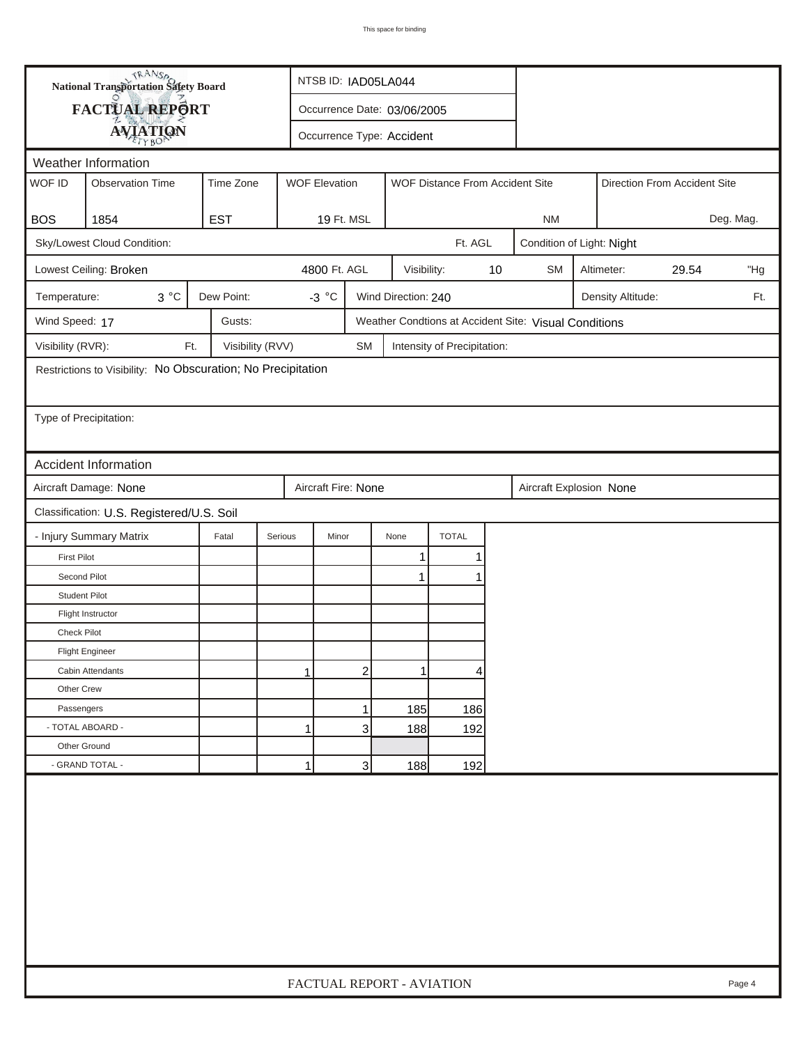# National Transportation Safety Board
## FACTUAL REPORT
## AVIATION

NTSB ID: IAD05LA044

Occurrence Date: 03/06/2005

Occurrence Type: Accident

### Weather Information

| WOF ID | Observation Time | Time Zone | WOF Elevation | WOF Distance From Accident Site | Direction From Accident Site |
|---|---|---|---|---|---|
| BOS | 1854 | EST | 19 Ft. MSL | NM | Deg. Mag. |

Sky/Lowest Cloud Condition: Ft. AGL

Condition of Light: Night

Lowest Ceiling: Broken 4800 Ft. AGL

Visibility: 10 SM

Altimeter: 29.54 "Hg

Temperature: 3 °C

Dew Point: -3 °C

Wind Direction: 240

Density Altitude: Ft.

Wind Speed: 17

Gusts:

Weather Condtions at Accident Site: Visual Conditions

Visibility (RVR): Ft.

Visibility (RVV) SM

Intensity of Precipitation:

Restrictions to Visibility: No Obscuration; No Precipitation

Type of Precipitation:

### Accident Information

Aircraft Damage: None

Aircraft Fire: None

Aircraft Explosion None

Classification: U.S. Registered/U.S. Soil

| - Injury Summary Matrix | Fatal | Serious | Minor | None | TOTAL |
|---|---|---|---|---|---|
| First Pilot | | | | 1 | 1 |
| Second Pilot | | | | 1 | 1 |
| Student Pilot | | | | | |
| Flight Instructor | | | | | |
| Check Pilot | | | | | |
| Flight Engineer | | | | | |
| Cabin Attendants | | 1 | 2 | 1 | 4 |
| Other Crew | | | | | |
| Passengers | | | 1 | 185 | 186 |
| - TOTAL ABOARD - | | 1 | 3 | 188 | 192 |
| Other Ground | | | | | |
| - GRAND TOTAL - | | 1 | 3 | 188 | 192 |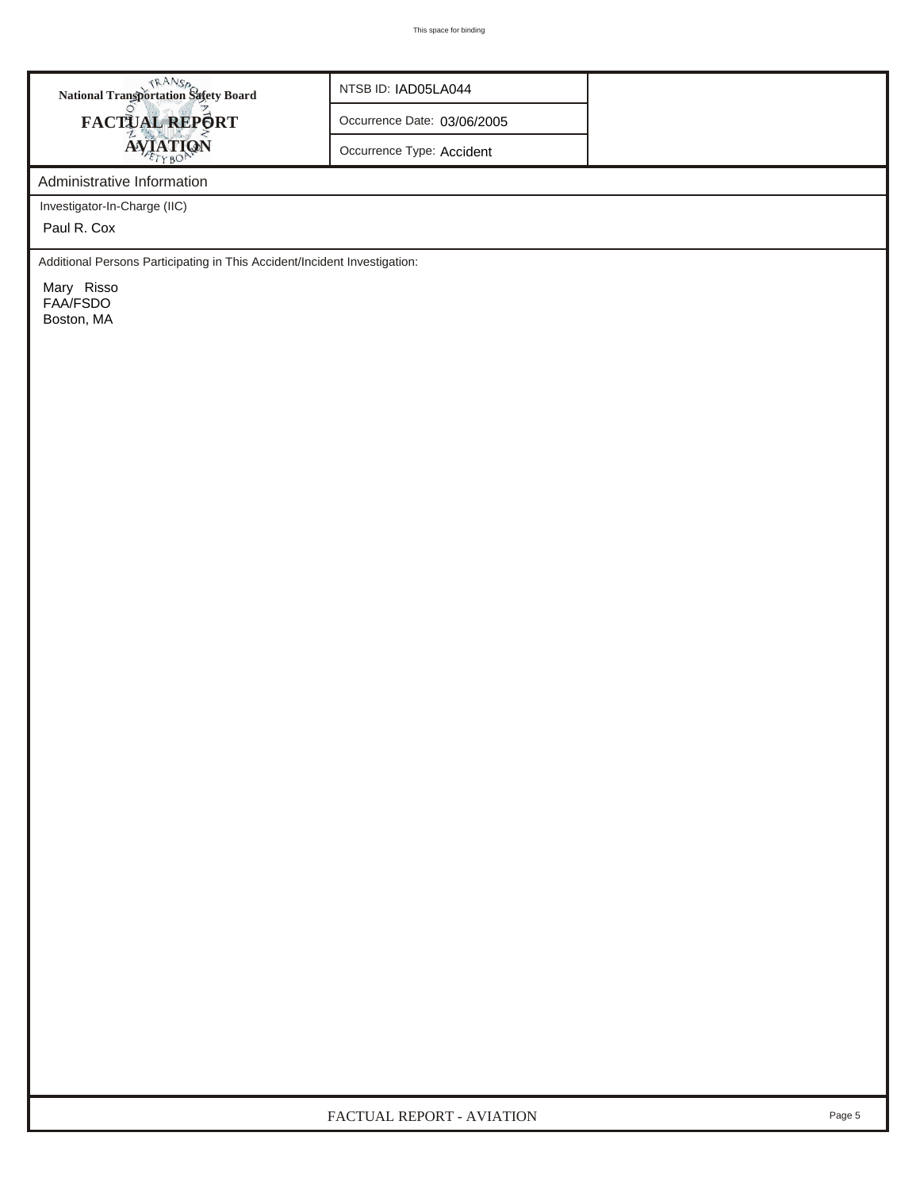**National Transportation Safety Board**
**FACTUAL REPORT**
**AVIATION**

| | |
|---|---|
| NTSB ID: IAD05LA044 | |
| Occurrence Date: 03/06/2005 | |
| Occurrence Type: Accident | |

## Administrative Information

Investigator-In-Charge (IIC)

Paul R. Cox

Additional Persons Participating in This Accident/Incident Investigation:

Mary Risso
FAA/FSDO
Boston, MA